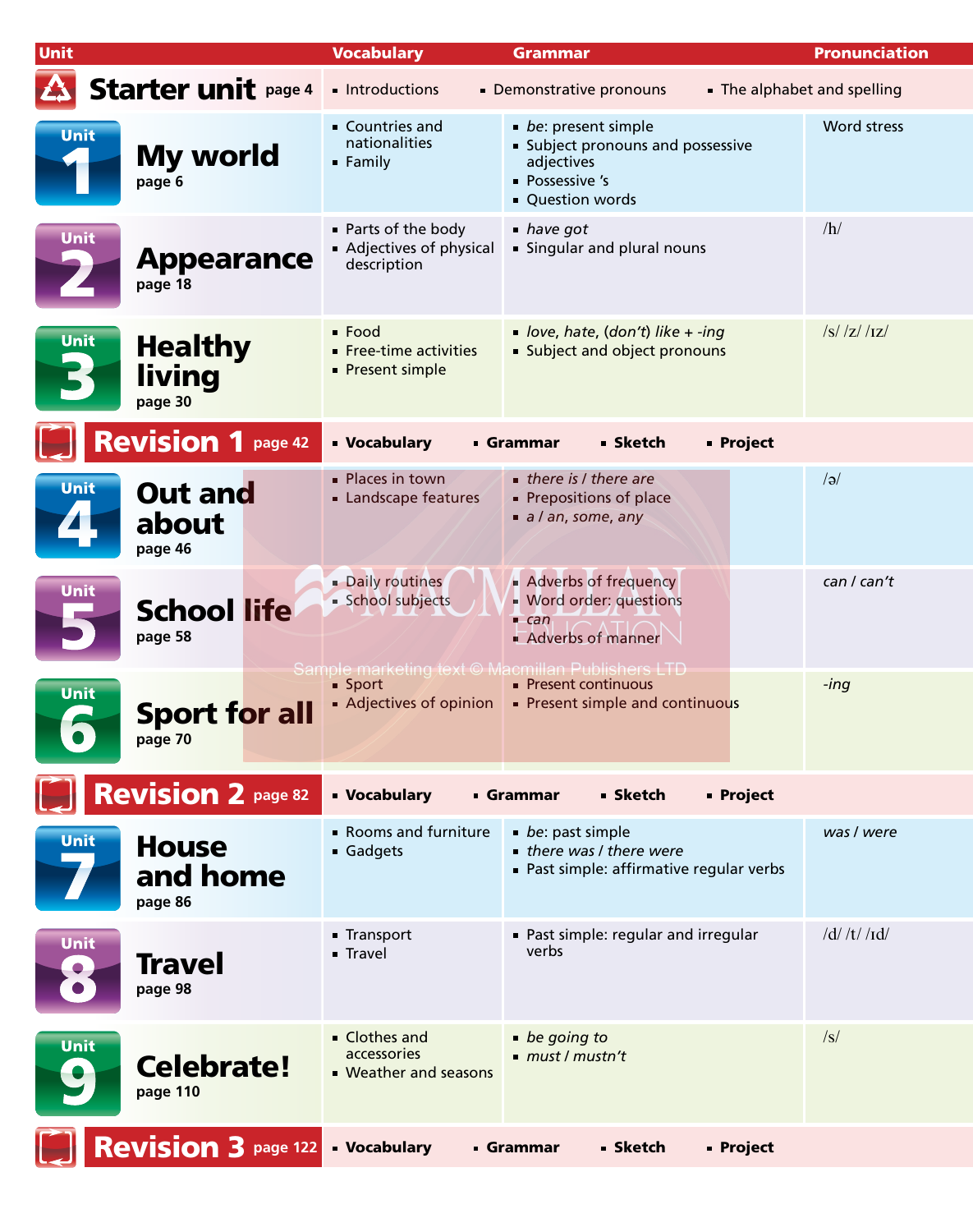| Unit | Vocabulary | Grammar | Pronunciation |
| --- | --- | --- | --- |
| **Starter unit** page 4 | ▪ Introductions | ▪ Demonstrative pronouns | ▪ The alphabet and spelling |
| Unit 1 **My world** page 6 | ▪ Countries and nationalities<br>▪ Family | ▪ *be*: present simple<br>▪ Subject pronouns and possessive adjectives<br>▪ Possessive 's<br>▪ Question words | Word stress |
| Unit 2 **Appearance** page 18 | ▪ Parts of the body<br>▪ Adjectives of physical description | ▪ *have got*<br>▪ Singular and plural nouns | /h/ |
| Unit 3 **Healthy living** page 30 | ▪ Food<br>▪ Free-time activities<br>▪ Present simple | ▪ *love*, *hate*, (*don't*) *like* + *-ing*<br>▪ Subject and object pronouns | /s/ /z/ /ɪz/ |
| **Revision 1** page 42 | ▪ **Vocabulary** ▪ **Grammar** | ▪ **Sketch** ▪ **Project** | |
| Unit 4 **Out and about** page 46 | ▪ Places in town<br>▪ Landscape features | ▪ *there is* / *there are*<br>▪ Prepositions of place<br>▪ *a* / *an*, *some*, *any* | /ə/ |
| Unit 5 **School life** page 58 | ▪ Daily routines<br>▪ School subjects | ▪ Adverbs of frequency<br>▪ Word order: questions<br>▪ *can*<br>▪ Adverbs of manner | *can* / *can't* |
| Unit 6 **Sport for all** page 70 | ▪ Sport<br>▪ Adjectives of opinion | ▪ Present continuous<br>▪ Present simple and continuous | *-ing* |
| **Revision 2** page 82 | ▪ **Vocabulary** ▪ **Grammar** | ▪ **Sketch** ▪ **Project** | |
| Unit 7 **House and home** page 86 | ▪ Rooms and furniture<br>▪ Gadgets | ▪ *be*: past simple<br>▪ *there was* / *there were*<br>▪ Past simple: affirmative regular verbs | *was* / *were* |
| Unit 8 **Travel** page 98 | ▪ Transport<br>▪ Travel | ▪ Past simple: regular and irregular verbs | /d/ /t/ /ɪd/ |
| Unit 9 **Celebrate!** page 110 | ▪ Clothes and accessories<br>▪ Weather and seasons | ▪ *be going to*<br>▪ *must* / *mustn't* | /s/ |
| **Revision 3** page 122 | ▪ **Vocabulary** ▪ **Grammar** | ▪ **Sketch** ▪ **Project** | |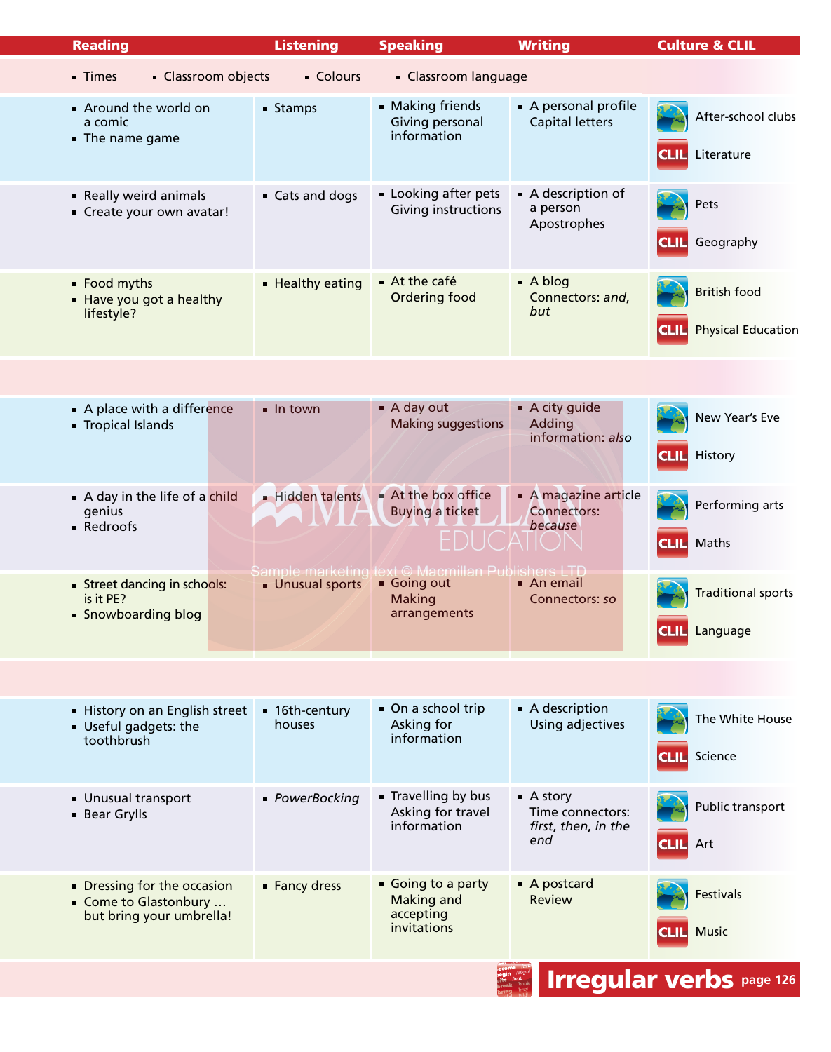| Reading | Listening | Speaking | Writing | Culture & CLIL |
| --- | --- | --- | --- | --- |
| ▪ Times ▪ Classroom objects ▪ Colours ▪ Classroom language | | | | |
| ▪ Around the world on a comic<br>▪ The name game | ▪ Stamps | ▪ Making friends<br>Giving personal information | ▪ A personal profile<br>Capital letters | After-school clubs<br>CLIL Literature |
| ▪ Really weird animals<br>▪ Create your own avatar! | ▪ Cats and dogs | ▪ Looking after pets<br>Giving instructions | ▪ A description of a person<br>Apostrophes | Pets<br>CLIL Geography |
| ▪ Food myths<br>▪ Have you got a healthy lifestyle? | ▪ Healthy eating | ▪ At the café<br>Ordering food | ▪ A blog<br>Connectors: *and*, *but* | British food<br>CLIL Physical Education |
| | | | | |
| ▪ A place with a difference<br>▪ Tropical Islands | ▪ In town | ▪ A day out<br>Making suggestions | ▪ A city guide<br>Adding information: *also* | New Year's Eve<br>CLIL History |
| ▪ A day in the life of a child genius<br>▪ Redroofs | ▪ Hidden talents | ▪ At the box office<br>Buying a ticket | ▪ A magazine article<br>Connectors: *because* | Performing arts<br>CLIL Maths |
| ▪ Street dancing in schools: is it PE?<br>▪ Snowboarding blog | ▪ Unusual sports | ▪ Going out<br>Making arrangements | ▪ An email<br>Connectors: *so* | Traditional sports<br>CLIL Language |
| | | | | |
| ▪ History on an English street<br>▪ Useful gadgets: the toothbrush | ▪ 16th-century houses | ▪ On a school trip<br>Asking for information | ▪ A description<br>Using adjectives | The White House<br>CLIL Science |
| ▪ Unusual transport<br>▪ Bear Grylls | ▪ *PowerBocking* | ▪ Travelling by bus<br>Asking for travel information | ▪ A story<br>Time connectors: *first*, *then*, *in the end* | Public transport<br>CLIL Art |
| ▪ Dressing for the occasion<br>▪ Come to Glastonbury … but bring your umbrella! | ▪ Fancy dress | ▪ Going to a party<br>Making and accepting invitations | ▪ A postcard<br>Review | Festivals<br>CLIL Music |

**Irregular verbs** page 126